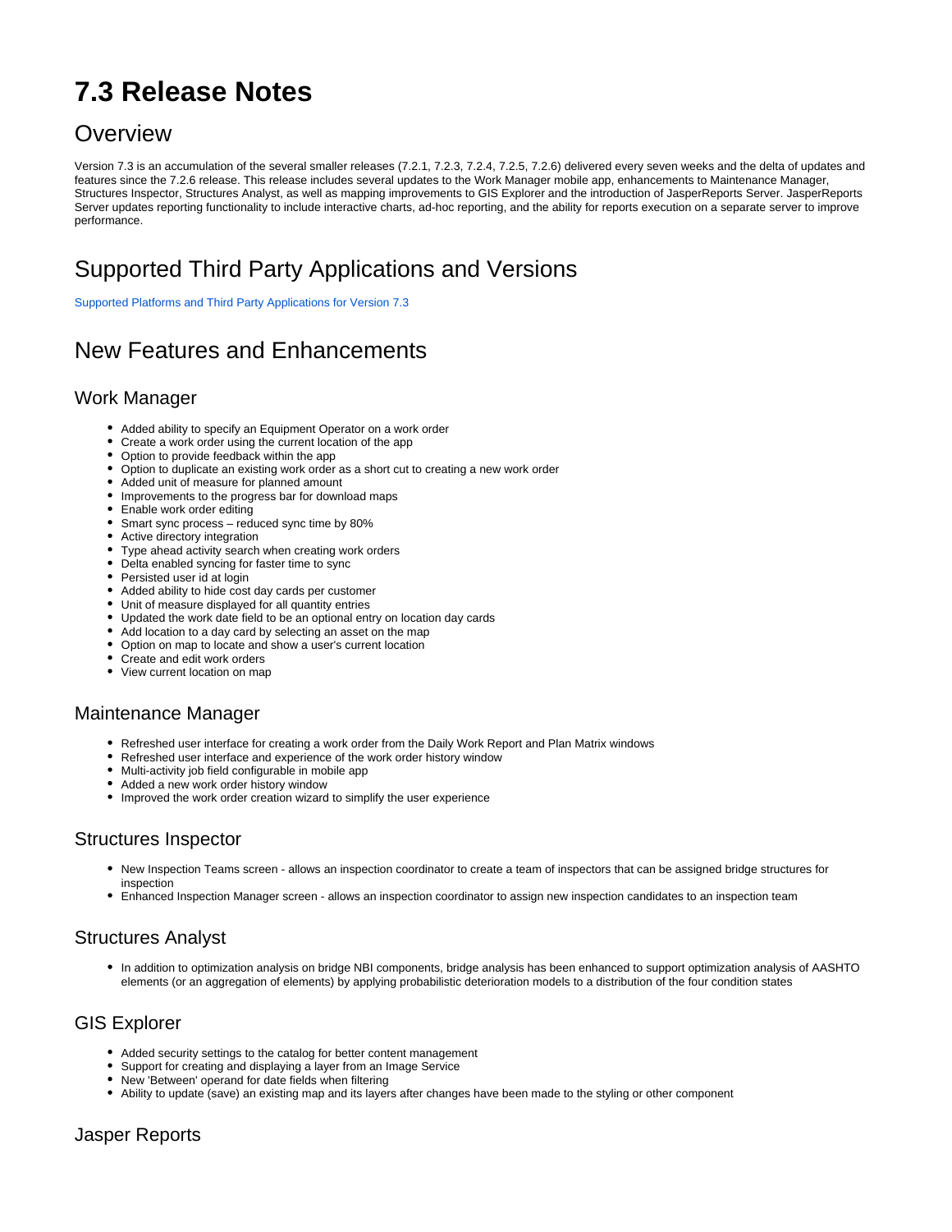# 7.3 Release Notes

## Overview

Version 7.3 is an accumulation of the several smaller releases (7.2.1, 7.2.3, 7.2.4, 7.2.5, 7.2.6) delivered every seven weeks and the delta of updates and features since the 7.2.6 release. This release includes several updates to the Work Manager mobile app, enhancements to Maintenance Manager, Structures Inspector, Structures Analyst, as well as mapping improvements to GIS Explorer and the introduction of JasperReports Server. JasperReports Server updates reporting functionality to include interactive charts, ad-hoc reporting, and the ability for reports execution on a separate server to improve performance.

## Supported Third Party Applications and Versions

Supported Platforms and Third Party Applications for Version 7.3

## New Features and Enhancements

### Work Manager

- Added ability to specify an Equipment Operator on a work order
- Create a work order using the current location of the app
- Option to provide feedback within the app
- Option to duplicate an existing work order as a short cut to creating a new work order
- Added unit of measure for planned amount
- Improvements to the progress bar for download maps
- Enable work order editing
- Smart sync process – reduced sync time by 80%
- Active directory integration
- Type ahead activity search when creating work orders
- Delta enabled syncing for faster time to sync
- Persisted user id at login
- Added ability to hide cost day cards per customer
- Unit of measure displayed for all quantity entries
- Updated the work date field to be an optional entry on location day cards
- Add location to a day card by selecting an asset on the map
- Option on map to locate and show a user's current location
- Create and edit work orders
- View current location on map

### Maintenance Manager

- Refreshed user interface for creating a work order from the Daily Work Report and Plan Matrix windows
- Refreshed user interface and experience of the work order history window
- Multi-activity job field configurable in mobile app
- Added a new work order history window
- Improved the work order creation wizard to simplify the user experience

### Structures Inspector

- New Inspection Teams screen - allows an inspection coordinator to create a team of inspectors that can be assigned bridge structures for inspection
- Enhanced Inspection Manager screen - allows an inspection coordinator to assign new inspection candidates to an inspection team

### Structures Analyst

- In addition to optimization analysis on bridge NBI components, bridge analysis has been enhanced to support optimization analysis of AASHTO elements (or an aggregation of elements) by applying probabilistic deterioration models to a distribution of the four condition states

### GIS Explorer

- Added security settings to the catalog for better content management
- Support for creating and displaying a layer from an Image Service
- New 'Between' operand for date fields when filtering
- Ability to update (save) an existing map and its layers after changes have been made to the styling or other component

### Jasper Reports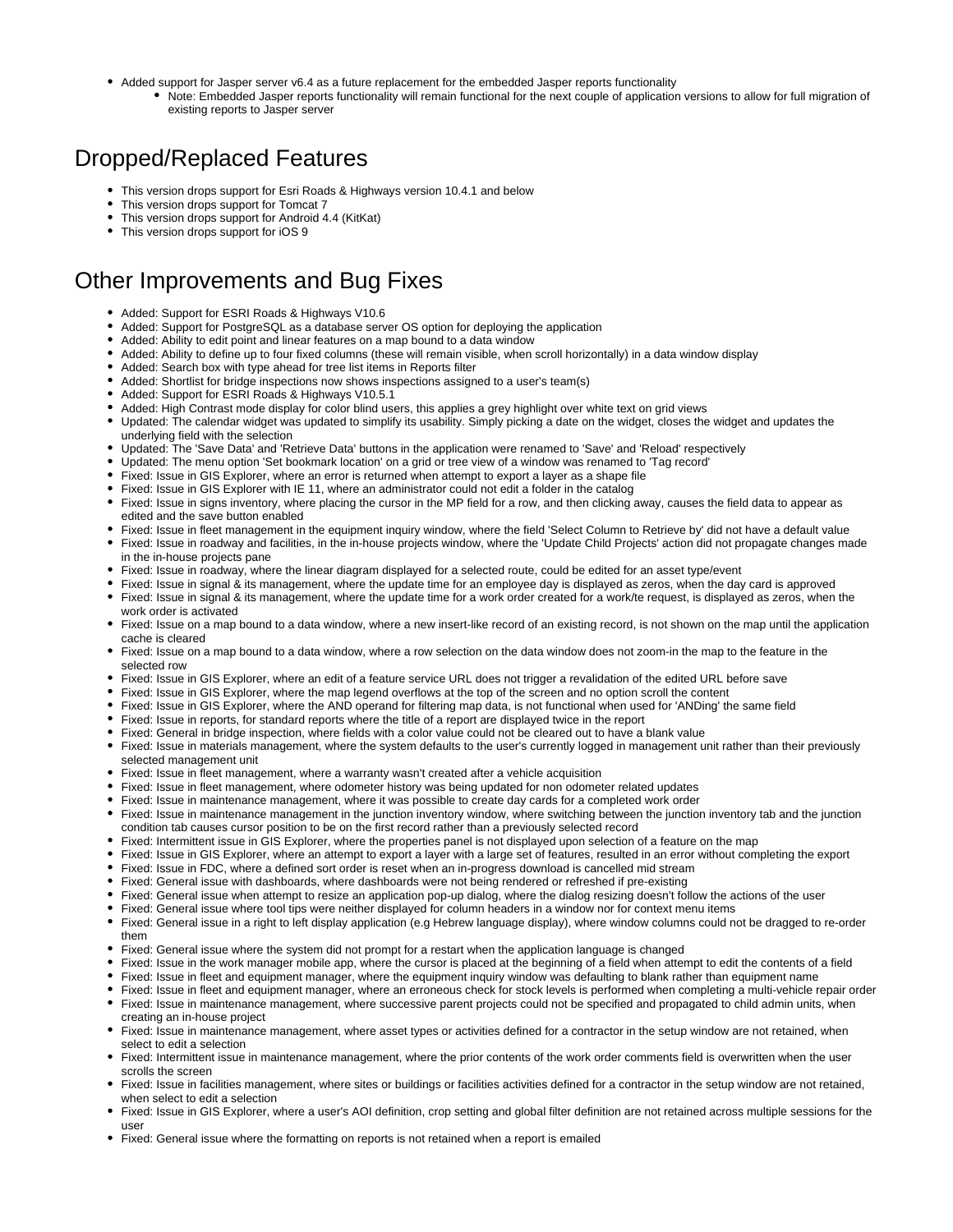- Added support for Jasper server v6.4 as a future replacement for the embedded Jasper reports functionality
    - Note: Embedded Jasper reports functionality will remain functional for the next couple of application versions to allow for full migration of existing reports to Jasper server

# Dropped/Replaced Features

- This version drops support for Esri Roads & Highways version 10.4.1 and below
- This version drops support for Tomcat 7
- This version drops support for Android 4.4 (KitKat)
- This version drops support for iOS 9

# Other Improvements and Bug Fixes

- Added: Support for ESRI Roads & Highways V10.6
- Added: Support for PostgreSQL as a database server OS option for deploying the application
- Added: Ability to edit point and linear features on a map bound to a data window
- Added: Ability to define up to four fixed columns (these will remain visible, when scroll horizontally) in a data window display
- Added: Search box with type ahead for tree list items in Reports filter
- Added: Shortlist for bridge inspections now shows inspections assigned to a user's team(s)
- Added: Support for ESRI Roads & Highways V10.5.1
- Added: High Contrast mode display for color blind users, this applies a grey highlight over white text on grid views
- Updated: The calendar widget was updated to simplify its usability. Simply picking a date on the widget, closes the widget and updates the underlying field with the selection
- Updated: The 'Save Data' and 'Retrieve Data' buttons in the application were renamed to 'Save' and 'Reload' respectively
- Updated: The menu option 'Set bookmark location' on a grid or tree view of a window was renamed to 'Tag record'
- Fixed: Issue in GIS Explorer, where an error is returned when attempt to export a layer as a shape file
- Fixed: Issue in GIS Explorer with IE 11, where an administrator could not edit a folder in the catalog
- Fixed: Issue in signs inventory, where placing the cursor in the MP field for a row, and then clicking away, causes the field data to appear as edited and the save button enabled
- Fixed: Issue in fleet management in the equipment inquiry window, where the field 'Select Column to Retrieve by' did not have a default value
- Fixed: Issue in roadway and facilities, in the in-house projects window, where the 'Update Child Projects' action did not propagate changes made in the in-house projects pane
- Fixed: Issue in roadway, where the linear diagram displayed for a selected route, could be edited for an asset type/event
- Fixed: Issue in signal & its management, where the update time for an employee day is displayed as zeros, when the day card is approved
- Fixed: Issue in signal & its management, where the update time for a work order created for a work/te request, is displayed as zeros, when the work order is activated
- Fixed: Issue on a map bound to a data window, where a new insert-like record of an existing record, is not shown on the map until the application cache is cleared
- Fixed: Issue on a map bound to a data window, where a row selection on the data window does not zoom-in the map to the feature in the selected row
- Fixed: Issue in GIS Explorer, where an edit of a feature service URL does not trigger a revalidation of the edited URL before save
- Fixed: Issue in GIS Explorer, where the map legend overflows at the top of the screen and no option scroll the content
- Fixed: Issue in GIS Explorer, where the AND operand for filtering map data, is not functional when used for 'ANDing' the same field
- Fixed: Issue in reports, for standard reports where the title of a report are displayed twice in the report
- Fixed: General in bridge inspection, where fields with a color value could not be cleared out to have a blank value
- Fixed: Issue in materials management, where the system defaults to the user's currently logged in management unit rather than their previously selected management unit
- Fixed: Issue in fleet management, where a warranty wasn't created after a vehicle acquisition
- Fixed: Issue in fleet management, where odometer history was being updated for non odometer related updates
- Fixed: Issue in maintenance management, where it was possible to create day cards for a completed work order
- Fixed: Issue in maintenance management in the junction inventory window, where switching between the junction inventory tab and the junction condition tab causes cursor position to be on the first record rather than a previously selected record
- Fixed: Intermittent issue in GIS Explorer, where the properties panel is not displayed upon selection of a feature on the map
- Fixed: Issue in GIS Explorer, where an attempt to export a layer with a large set of features, resulted in an error without completing the export
- Fixed: Issue in FDC, where a defined sort order is reset when an in-progress download is cancelled mid stream
- Fixed: General issue with dashboards, where dashboards were not being rendered or refreshed if pre-existing
- Fixed: General issue when attempt to resize an application pop-up dialog, where the dialog resizing doesn't follow the actions of the user
- Fixed: General issue where tool tips were neither displayed for column headers in a window nor for context menu items
- Fixed: General issue in a right to left display application (e.g Hebrew language display), where window columns could not be dragged to re-order them
- Fixed: General issue where the system did not prompt for a restart when the application language is changed
- Fixed: Issue in the work manager mobile app, where the cursor is placed at the beginning of a field when attempt to edit the contents of a field
- Fixed: Issue in fleet and equipment manager, where the equipment inquiry window was defaulting to blank rather than equipment name
- Fixed: Issue in fleet and equipment manager, where an erroneous check for stock levels is performed when completing a multi-vehicle repair order
- Fixed: Issue in maintenance management, where successive parent projects could not be specified and propagated to child admin units, when creating an in-house project
- Fixed: Issue in maintenance management, where asset types or activities defined for a contractor in the setup window are not retained, when select to edit a selection
- Fixed: Intermittent issue in maintenance management, where the prior contents of the work order comments field is overwritten when the user scrolls the screen
- Fixed: Issue in facilities management, where sites or buildings or facilities activities defined for a contractor in the setup window are not retained, when select to edit a selection
- Fixed: Issue in GIS Explorer, where a user's AOI definition, crop setting and global filter definition are not retained across multiple sessions for the user
- Fixed: General issue where the formatting on reports is not retained when a report is emailed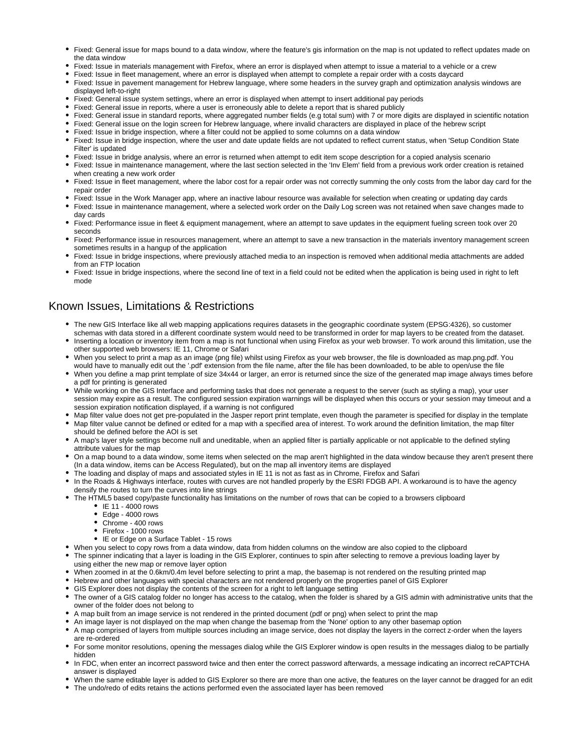- Fixed: General issue for maps bound to a data window, where the feature's gis information on the map is not updated to reflect updates made on the data window
- Fixed: Issue in materials management with Firefox, where an error is displayed when attempt to issue a material to a vehicle or a crew
- Fixed: Issue in fleet management, where an error is displayed when attempt to complete a repair order with a costs daycard
- Fixed: Issue in pavement management for Hebrew language, where some headers in the survey graph and optimization analysis windows are displayed left-to-right
- Fixed: General issue system settings, where an error is displayed when attempt to insert additional pay periods
- Fixed: General issue in reports, where a user is erroneously able to delete a report that is shared publicly
- Fixed: General issue in standard reports, where aggregated number fields (e.g total sum) with 7 or more digits are displayed in scientific notation
- Fixed: General issue on the login screen for Hebrew language, where invalid characters are displayed in place of the hebrew script
- Fixed: Issue in bridge inspection, where a filter could not be applied to some columns on a data window
- Fixed: Issue in bridge inspection, where the user and date update fields are not updated to reflect current status, when 'Setup Condition State Filter' is updated
- Fixed: Issue in bridge analysis, where an error is returned when attempt to edit item scope description for a copied analysis scenario
- Fixed: Issue in maintenance management, where the last section selected in the 'Inv Elem' field from a previous work order creation is retained when creating a new work order
- Fixed: Issue in fleet management, where the labor cost for a repair order was not correctly summing the only costs from the labor day card for the repair order
- Fixed: Issue in the Work Manager app, where an inactive labour resource was available for selection when creating or updating day cards
- Fixed: Issue in maintenance management, where a selected work order on the Daily Log screen was not retained when save changes made to day cards
- Fixed: Performance issue in fleet & equipment management, where an attempt to save updates in the equipment fueling screen took over 20 seconds
- Fixed: Performance issue in resources management, where an attempt to save a new transaction in the materials inventory management screen sometimes results in a hangup of the application
- Fixed: Issue in bridge inspections, where previously attached media to an inspection is removed when additional media attachments are added from an FTP location
- Fixed: Issue in bridge inspections, where the second line of text in a field could not be edited when the application is being used in right to left mode

## Known Issues, Limitations & Restrictions

- The new GIS Interface like all web mapping applications requires datasets in the geographic coordinate system (EPSG:4326), so customer schemas with data stored in a different coordinate system would need to be transformed in order for map layers to be created from the dataset.
- Inserting a location or inventory item from a map is not functional when using Firefox as your web browser. To work around this limitation, use the other supported web browsers: IE 11, Chrome or Safari
- When you select to print a map as an image (png file) whilst using Firefox as your web browser, the file is downloaded as map.png.pdf. You would have to manually edit out the '.pdf' extension from the file name, after the file has been downloaded, to be able to open/use the file
- When you define a map print template of size 34x44 or larger, an error is returned since the size of the generated map image always times before a pdf for printing is generated
- While working on the GIS Interface and performing tasks that does not generate a request to the server (such as styling a map), your user session may expire as a result. The configured session expiration warnings will be displayed when this occurs or your session may timeout and a session expiration notification displayed, if a warning is not configured
- Map filter value does not get pre-populated in the Jasper report print template, even though the parameter is specified for display in the template
- Map filter value cannot be defined or edited for a map with a specified area of interest. To work around the definition limitation, the map filter should be defined before the AOI is set
- A map's layer style settings become null and uneditable, when an applied filter is partially applicable or not applicable to the defined styling attribute values for the map
- On a map bound to a data window, some items when selected on the map aren't highlighted in the data window because they aren't present there (In a data window, items can be Access Regulated), but on the map all inventory items are displayed
- The loading and display of maps and associated styles in IE 11 is not as fast as in Chrome, Firefox and Safari
- In the Roads & Highways interface, routes with curves are not handled properly by the ESRI FDGB API. A workaround is to have the agency densify the routes to turn the curves into line strings
- The HTML5 based copy/paste functionality has limitations on the number of rows that can be copied to a browsers clipboard
  - IE 11 - 4000 rows
  - Edge - 4000 rows
  - Chrome - 400 rows
  - Firefox - 1000 rows
  - IE or Edge on a Surface Tablet - 15 rows
- When you select to copy rows from a data window, data from hidden columns on the window are also copied to the clipboard
- The spinner indicating that a layer is loading in the GIS Explorer, continues to spin after selecting to remove a previous loading layer by using either the new map or remove layer option
- When zoomed in at the 0.6km/0.4m level before selecting to print a map, the basemap is not rendered on the resulting printed map
- Hebrew and other languages with special characters are not rendered properly on the properties panel of GIS Explorer
- GIS Explorer does not display the contents of the screen for a right to left language setting
- The owner of a GIS catalog folder no longer has access to the catalog, when the folder is shared by a GIS admin with administrative units that the owner of the folder does not belong to
- A map built from an image service is not rendered in the printed document (pdf or png) when select to print the map
- An image layer is not displayed on the map when change the basemap from the 'None' option to any other basemap option
- A map comprised of layers from multiple sources including an image service, does not display the layers in the correct z-order when the layers are re-ordered
- For some monitor resolutions, opening the messages dialog while the GIS Explorer window is open results in the messages dialog to be partially hidden
- In FDC, when enter an incorrect password twice and then enter the correct password afterwards, a message indicating an incorrect reCAPTCHA answer is displayed
- When the same editable layer is added to GIS Explorer so there are more than one active, the features on the layer cannot be dragged for an edit
- The undo/redo of edits retains the actions performed even the associated layer has been removed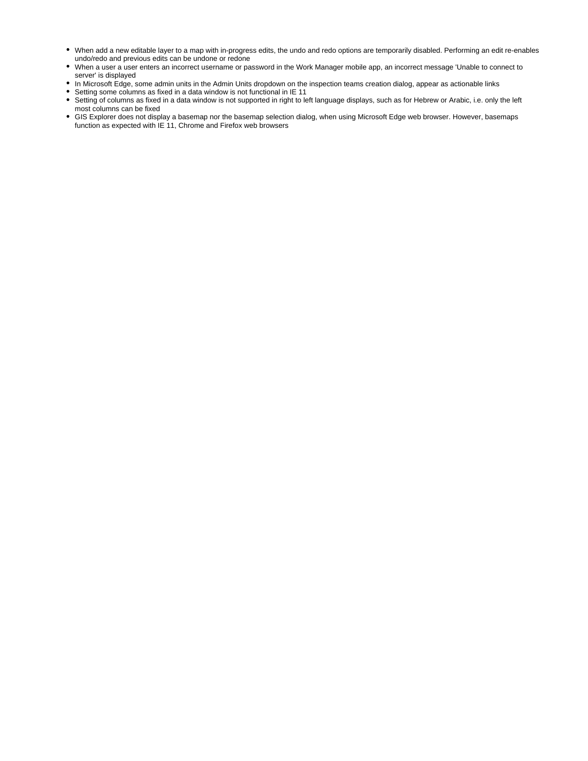- When add a new editable layer to a map with in-progress edits, the undo and redo options are temporarily disabled. Performing an edit re-enables undo/redo and previous edits can be undone or redone
- When a user a user enters an incorrect username or password in the Work Manager mobile app, an incorrect message 'Unable to connect to server' is displayed
- In Microsoft Edge, some admin units in the Admin Units dropdown on the inspection teams creation dialog, appear as actionable links
- Setting some columns as fixed in a data window is not functional in IE 11
- Setting of columns as fixed in a data window is not supported in right to left language displays, such as for Hebrew or Arabic, i.e. only the left most columns can be fixed
- GIS Explorer does not display a basemap nor the basemap selection dialog, when using Microsoft Edge web browser. However, basemaps function as expected with IE 11, Chrome and Firefox web browsers